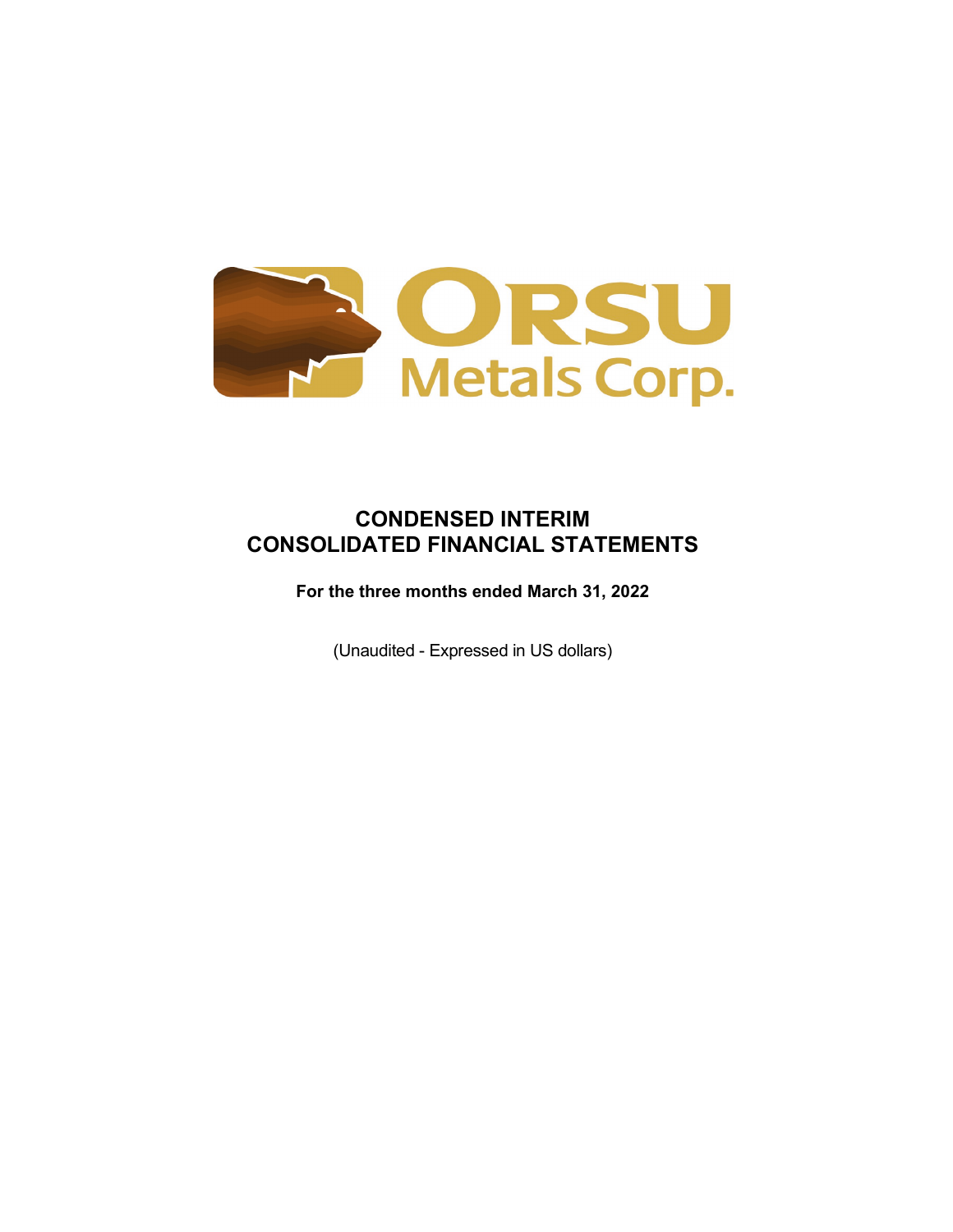ORSU Metals Corp.

# CONDENSED INTERIM CONSOLIDATED FINANCIAL STATEMENTS

**For the three months ended March 31, 2022**

(Unaudited - Expressed in US dollars)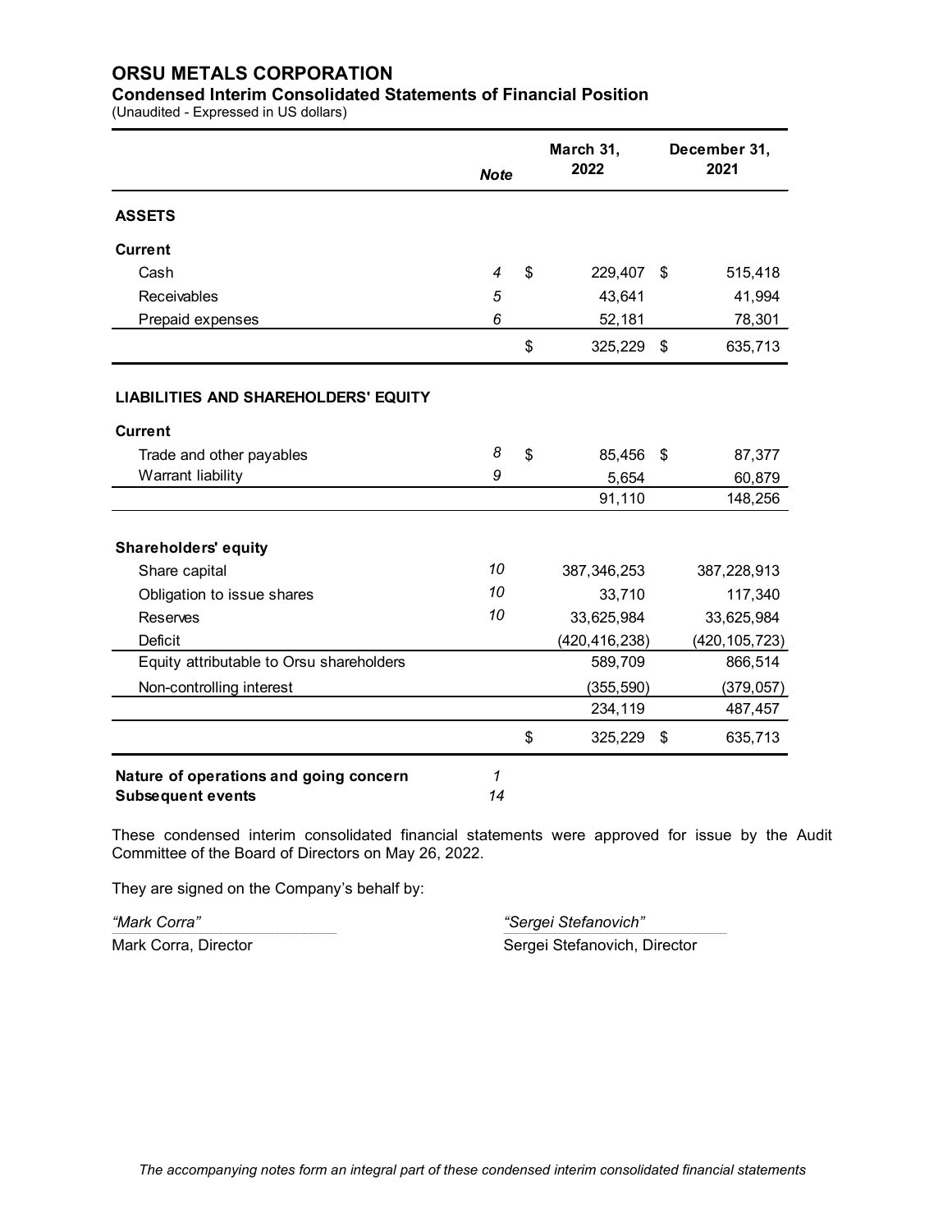# ORSU METALS CORPORATION

## Condensed Interim Consolidated Statements of Financial Position

(Unaudited - Expressed in US dollars)

| | *Note* | March 31, 2022 | December 31, 2021 |
|---|---|---|---|
| **ASSETS** | | | |
| **Current** | | | |
| Cash | *4* | $ 229,407 | $ 515,418 |
| Receivables | *5* | 43,641 | 41,994 |
| Prepaid expenses | *6* | 52,181 | 78,301 |
| | | $ 325,229 | $ 635,713 |
| **LIABILITIES AND SHAREHOLDERS' EQUITY** | | | |
| **Current** | | | |
| Trade and other payables | *8* | $ 85,456 | $ 87,377 |
| Warrant liability | *9* | 5,654 | 60,879 |
| | | 91,110 | 148,256 |
| **Shareholders' equity** | | | |
| Share capital | *10* | 387,346,253 | 387,228,913 |
| Obligation to issue shares | *10* | 33,710 | 117,340 |
| Reserves | *10* | 33,625,984 | 33,625,984 |
| Deficit | | (420,416,238) | (420,105,723) |
| Equity attributable to Orsu shareholders | | 589,709 | 866,514 |
| Non-controlling interest | | (355,590) | (379,057) |
| | | 234,119 | 487,457 |
| | | $ 325,229 | $ 635,713 |
| **Nature of operations and going concern** | *1* | | |
| **Subsequent events** | *14* | | |

These condensed interim consolidated financial statements were approved for issue by the Audit Committee of the Board of Directors on May 26, 2022.

They are signed on the Company's behalf by:

*"Mark Corra"*
Mark Corra, Director

*"Sergei Stefanovich"*
Sergei Stefanovich, Director

*The accompanying notes form an integral part of these condensed interim consolidated financial statements*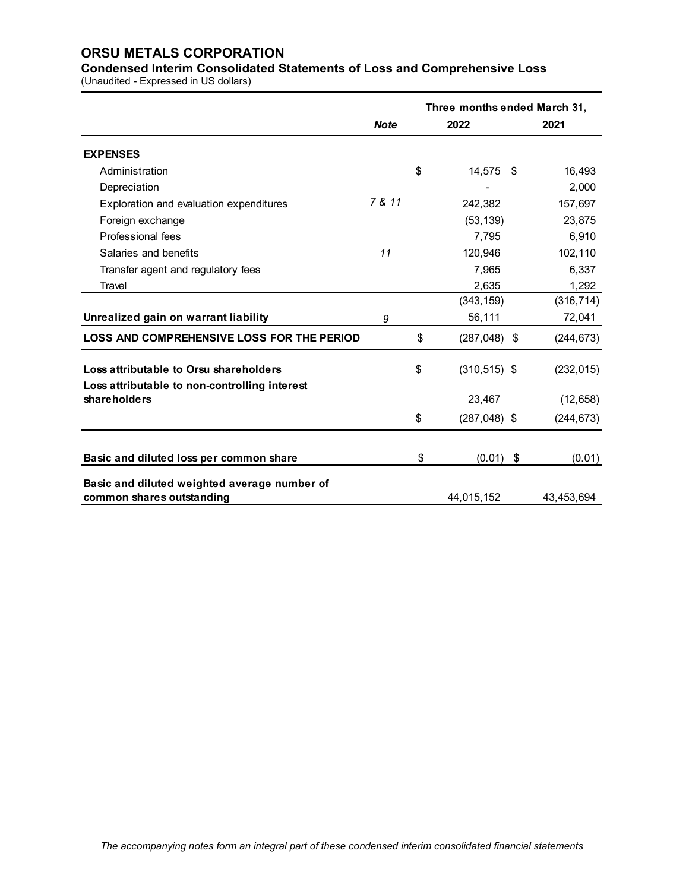# ORSU METALS CORPORATION

## Condensed Interim Consolidated Statements of Loss and Comprehensive Loss

(Unaudited - Expressed in US dollars)

| | *Note* | Three months ended March 31, 2022 | Three months ended March 31, 2021 |
|---|---|---|---|
| **EXPENSES** | | | |
| Administration | | $ 14,575 | $ 16,493 |
| Depreciation | | - | 2,000 |
| Exploration and evaluation expenditures | *7 & 11* | 242,382 | 157,697 |
| Foreign exchange | | (53,139) | 23,875 |
| Professional fees | | 7,795 | 6,910 |
| Salaries and benefits | *11* | 120,946 | 102,110 |
| Transfer agent and regulatory fees | | 7,965 | 6,337 |
| Travel | | 2,635 | 1,292 |
| | | (343,159) | (316,714) |
| **Unrealized gain on warrant liability** | *9* | 56,111 | 72,041 |
| **LOSS AND COMPREHENSIVE LOSS FOR THE PERIOD** | | $ (287,048) | $ (244,673) |
| **Loss attributable to Orsu shareholders** | | $ (310,515) | $ (232,015) |
| **Loss attributable to non-controlling interest shareholders** | | 23,467 | (12,658) |
| | | $ (287,048) | $ (244,673) |
| **Basic and diluted loss per common share** | | $ (0.01) | $ (0.01) |
| **Basic and diluted weighted average number of common shares outstanding** | | 44,015,152 | 43,453,694 |

*The accompanying notes form an integral part of these condensed interim consolidated financial statements*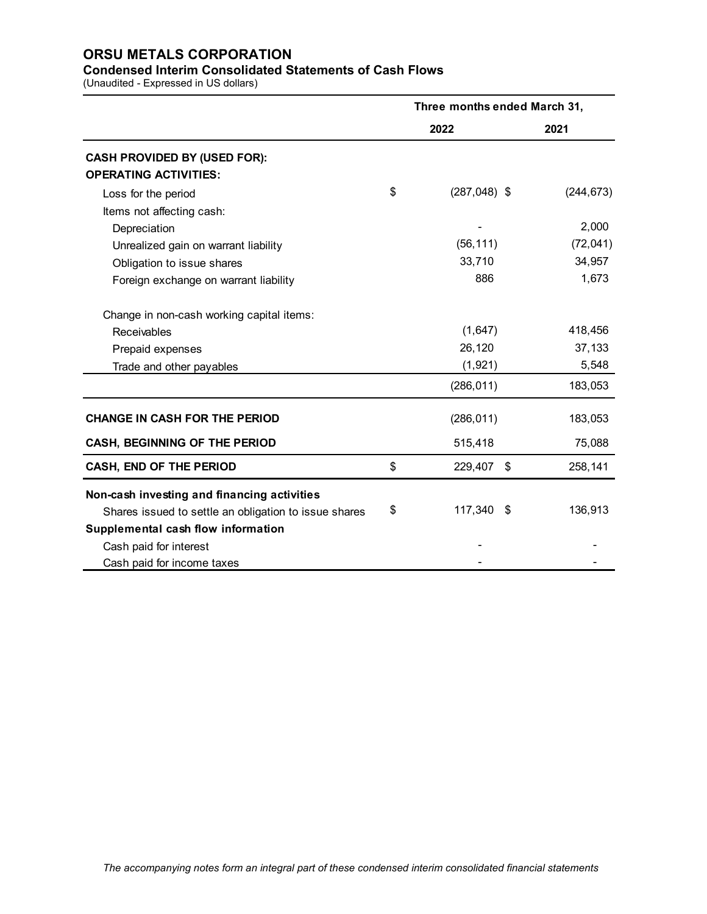# ORSU METALS CORPORATION

## Condensed Interim Consolidated Statements of Cash Flows

(Unaudited - Expressed in US dollars)

| | Three months ended March 31, | |
|---|---|---|
| | 2022 | 2021 |
| **CASH PROVIDED BY (USED FOR):** | | |
| **OPERATING ACTIVITIES:** | | |
| Loss for the period | $ (287,048) | $ (244,673) |
| Items not affecting cash: | | |
| Depreciation | - | 2,000 |
| Unrealized gain on warrant liability | (56,111) | (72,041) |
| Obligation to issue shares | 33,710 | 34,957 |
| Foreign exchange on warrant liability | 886 | 1,673 |
| Change in non-cash working capital items: | | |
| Receivables | (1,647) | 418,456 |
| Prepaid expenses | 26,120 | 37,133 |
| Trade and other payables | (1,921) | 5,548 |
| | (286,011) | 183,053 |
| **CHANGE IN CASH FOR THE PERIOD** | (286,011) | 183,053 |
| **CASH, BEGINNING OF THE PERIOD** | 515,418 | 75,088 |
| **CASH, END OF THE PERIOD** | $ 229,407 | $ 258,141 |
| **Non-cash investing and financing activities** | | |
| Shares issued to settle an obligation to issue shares | $ 117,340 | $ 136,913 |
| **Supplemental cash flow information** | | |
| Cash paid for interest | - | - |
| Cash paid for income taxes | - | - |

*The accompanying notes form an integral part of these condensed interim consolidated financial statements*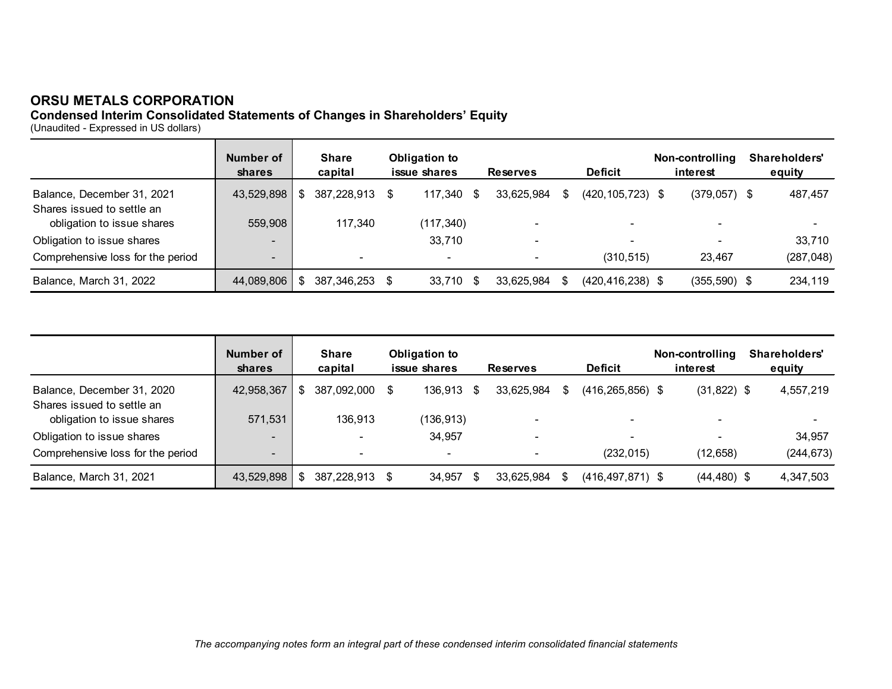# ORSU METALS CORPORATION

**Condensed Interim Consolidated Statements of Changes in Shareholders' Equity**

(Unaudited - Expressed in US dollars)

| | Number of shares | Share capital | Obligation to issue shares | Reserves | Deficit | Non-controlling interest | Shareholders' equity |
|---|---|---|---|---|---|---|---|
| Balance, December 31, 2021 | 43,529,898 | $ 387,228,913 | $ 117,340 | $ 33,625,984 | $ (420,105,723) | $ (379,057) | $ 487,457 |
| Shares issued to settle an obligation to issue shares | 559,908 | 117,340 | (117,340) | - | - | - | - |
| Obligation to issue shares | - | | 33,710 | - | - | - | 33,710 |
| Comprehensive loss for the period | - | - | - | - | (310,515) | 23,467 | (287,048) |
| Balance, March 31, 2022 | 44,089,806 | $ 387,346,253 | $ 33,710 | $ 33,625,984 | $ (420,416,238) | $ (355,590) | $ 234,119 |

| | Number of shares | Share capital | Obligation to issue shares | Reserves | Deficit | Non-controlling interest | Shareholders' equity |
|---|---|---|---|---|---|---|---|
| Balance, December 31, 2020 | 42,958,367 | $ 387,092,000 | $ 136,913 | $ 33,625,984 | $ (416,265,856) | $ (31,822) | $ 4,557,219 |
| Shares issued to settle an obligation to issue shares | 571,531 | 136,913 | (136,913) | - | - | - | - |
| Obligation to issue shares | - | - | 34,957 | - | - | - | 34,957 |
| Comprehensive loss for the period | - | - | - | - | (232,015) | (12,658) | (244,673) |
| Balance, March 31, 2021 | 43,529,898 | $ 387,228,913 | $ 34,957 | $ 33,625,984 | $ (416,497,871) | $ (44,480) | $ 4,347,503 |

*The accompanying notes form an integral part of these condensed interim consolidated financial statements*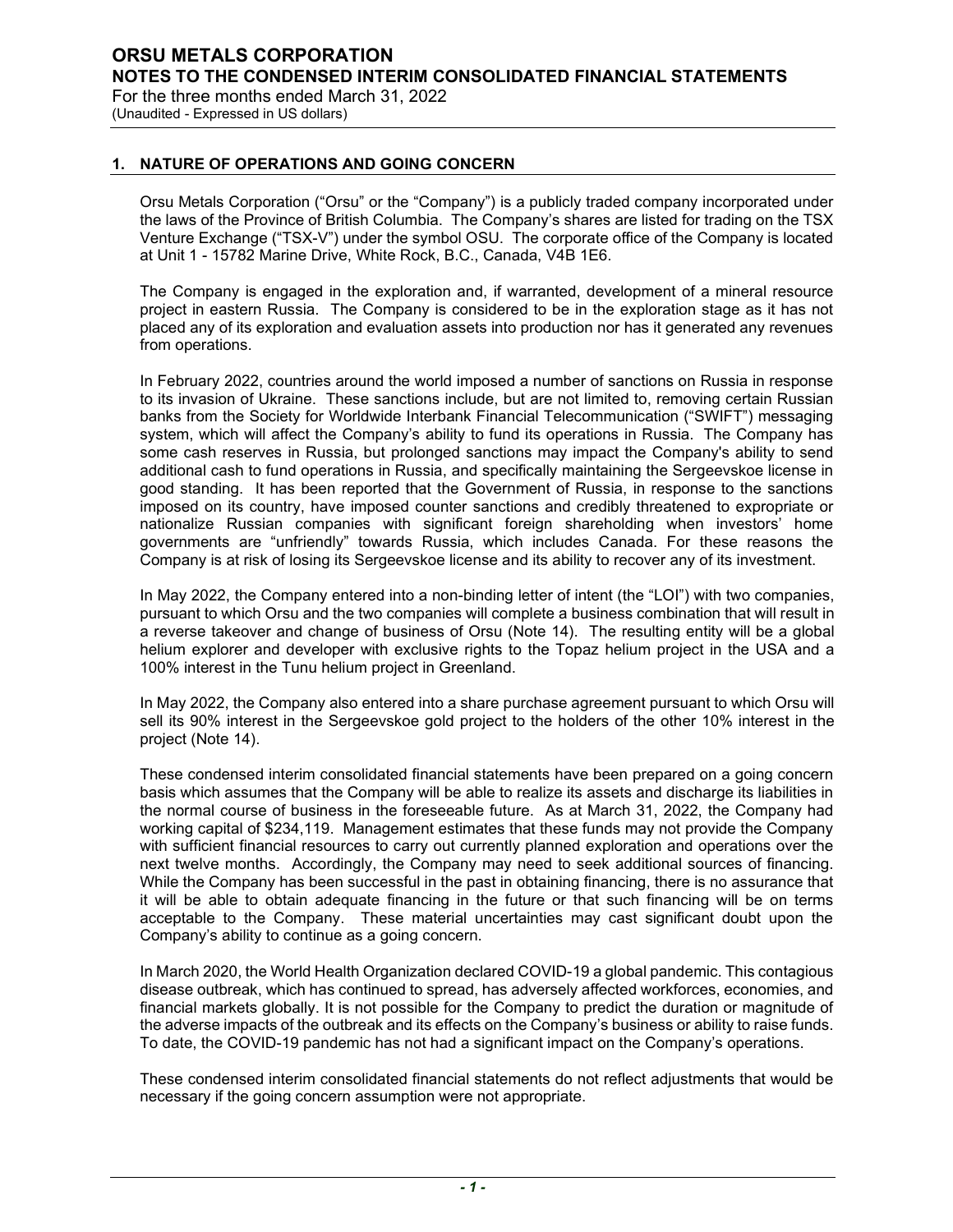## 1. NATURE OF OPERATIONS AND GOING CONCERN

Orsu Metals Corporation ("Orsu" or the "Company") is a publicly traded company incorporated under the laws of the Province of British Columbia. The Company's shares are listed for trading on the TSX Venture Exchange ("TSX-V") under the symbol OSU. The corporate office of the Company is located at Unit 1 - 15782 Marine Drive, White Rock, B.C., Canada, V4B 1E6.

The Company is engaged in the exploration and, if warranted, development of a mineral resource project in eastern Russia. The Company is considered to be in the exploration stage as it has not placed any of its exploration and evaluation assets into production nor has it generated any revenues from operations.

In February 2022, countries around the world imposed a number of sanctions on Russia in response to its invasion of Ukraine. These sanctions include, but are not limited to, removing certain Russian banks from the Society for Worldwide Interbank Financial Telecommunication ("SWIFT") messaging system, which will affect the Company's ability to fund its operations in Russia. The Company has some cash reserves in Russia, but prolonged sanctions may impact the Company's ability to send additional cash to fund operations in Russia, and specifically maintaining the Sergeevskoe license in good standing. It has been reported that the Government of Russia, in response to the sanctions imposed on its country, have imposed counter sanctions and credibly threatened to expropriate or nationalize Russian companies with significant foreign shareholding when investors' home governments are "unfriendly" towards Russia, which includes Canada. For these reasons the Company is at risk of losing its Sergeevskoe license and its ability to recover any of its investment.

In May 2022, the Company entered into a non-binding letter of intent (the "LOI") with two companies, pursuant to which Orsu and the two companies will complete a business combination that will result in a reverse takeover and change of business of Orsu (Note 14). The resulting entity will be a global helium explorer and developer with exclusive rights to the Topaz helium project in the USA and a 100% interest in the Tunu helium project in Greenland.

In May 2022, the Company also entered into a share purchase agreement pursuant to which Orsu will sell its 90% interest in the Sergeevskoe gold project to the holders of the other 10% interest in the project (Note 14).

These condensed interim consolidated financial statements have been prepared on a going concern basis which assumes that the Company will be able to realize its assets and discharge its liabilities in the normal course of business in the foreseeable future. As at March 31, 2022, the Company had working capital of $234,119. Management estimates that these funds may not provide the Company with sufficient financial resources to carry out currently planned exploration and operations over the next twelve months. Accordingly, the Company may need to seek additional sources of financing. While the Company has been successful in the past in obtaining financing, there is no assurance that it will be able to obtain adequate financing in the future or that such financing will be on terms acceptable to the Company. These material uncertainties may cast significant doubt upon the Company's ability to continue as a going concern.

In March 2020, the World Health Organization declared COVID-19 a global pandemic. This contagious disease outbreak, which has continued to spread, has adversely affected workforces, economies, and financial markets globally. It is not possible for the Company to predict the duration or magnitude of the adverse impacts of the outbreak and its effects on the Company's business or ability to raise funds. To date, the COVID-19 pandemic has not had a significant impact on the Company's operations.

These condensed interim consolidated financial statements do not reflect adjustments that would be necessary if the going concern assumption were not appropriate.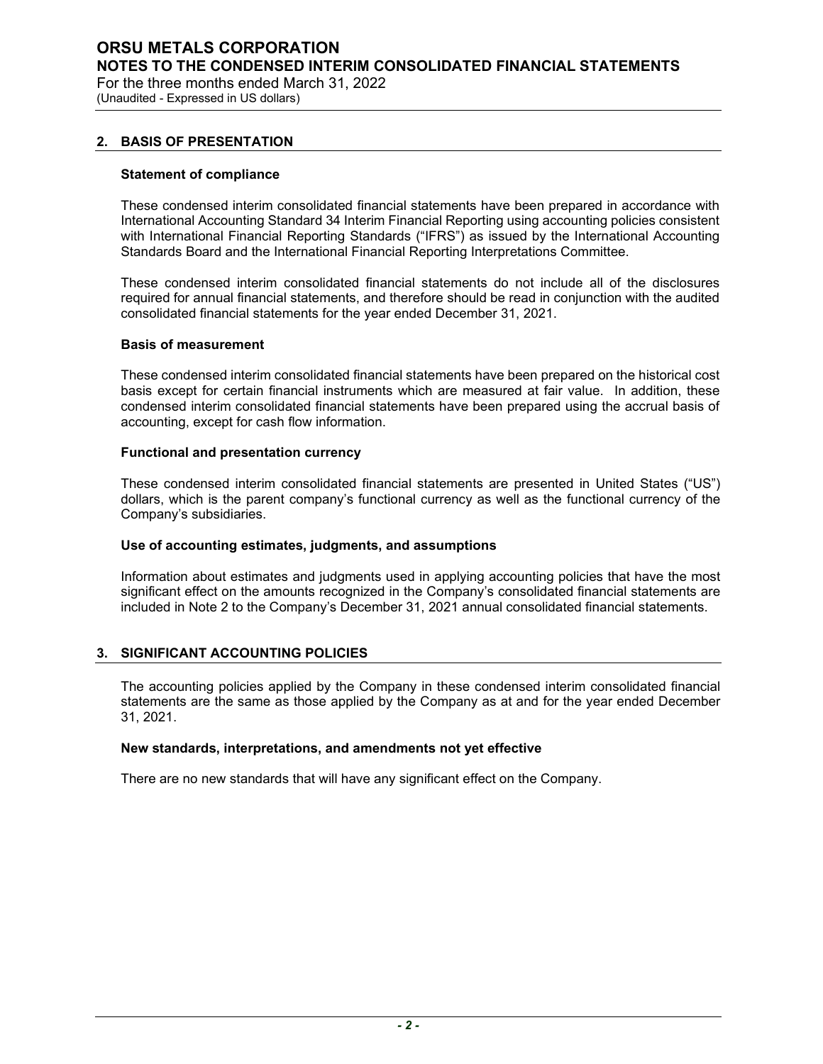## 2. BASIS OF PRESENTATION

### Statement of compliance

These condensed interim consolidated financial statements have been prepared in accordance with International Accounting Standard 34 Interim Financial Reporting using accounting policies consistent with International Financial Reporting Standards ("IFRS") as issued by the International Accounting Standards Board and the International Financial Reporting Interpretations Committee.

These condensed interim consolidated financial statements do not include all of the disclosures required for annual financial statements, and therefore should be read in conjunction with the audited consolidated financial statements for the year ended December 31, 2021.

### Basis of measurement

These condensed interim consolidated financial statements have been prepared on the historical cost basis except for certain financial instruments which are measured at fair value. In addition, these condensed interim consolidated financial statements have been prepared using the accrual basis of accounting, except for cash flow information.

### Functional and presentation currency

These condensed interim consolidated financial statements are presented in United States ("US") dollars, which is the parent company's functional currency as well as the functional currency of the Company's subsidiaries.

### Use of accounting estimates, judgments, and assumptions

Information about estimates and judgments used in applying accounting policies that have the most significant effect on the amounts recognized in the Company's consolidated financial statements are included in Note 2 to the Company's December 31, 2021 annual consolidated financial statements.

## 3. SIGNIFICANT ACCOUNTING POLICIES

The accounting policies applied by the Company in these condensed interim consolidated financial statements are the same as those applied by the Company as at and for the year ended December 31, 2021.

### New standards, interpretations, and amendments not yet effective

There are no new standards that will have any significant effect on the Company.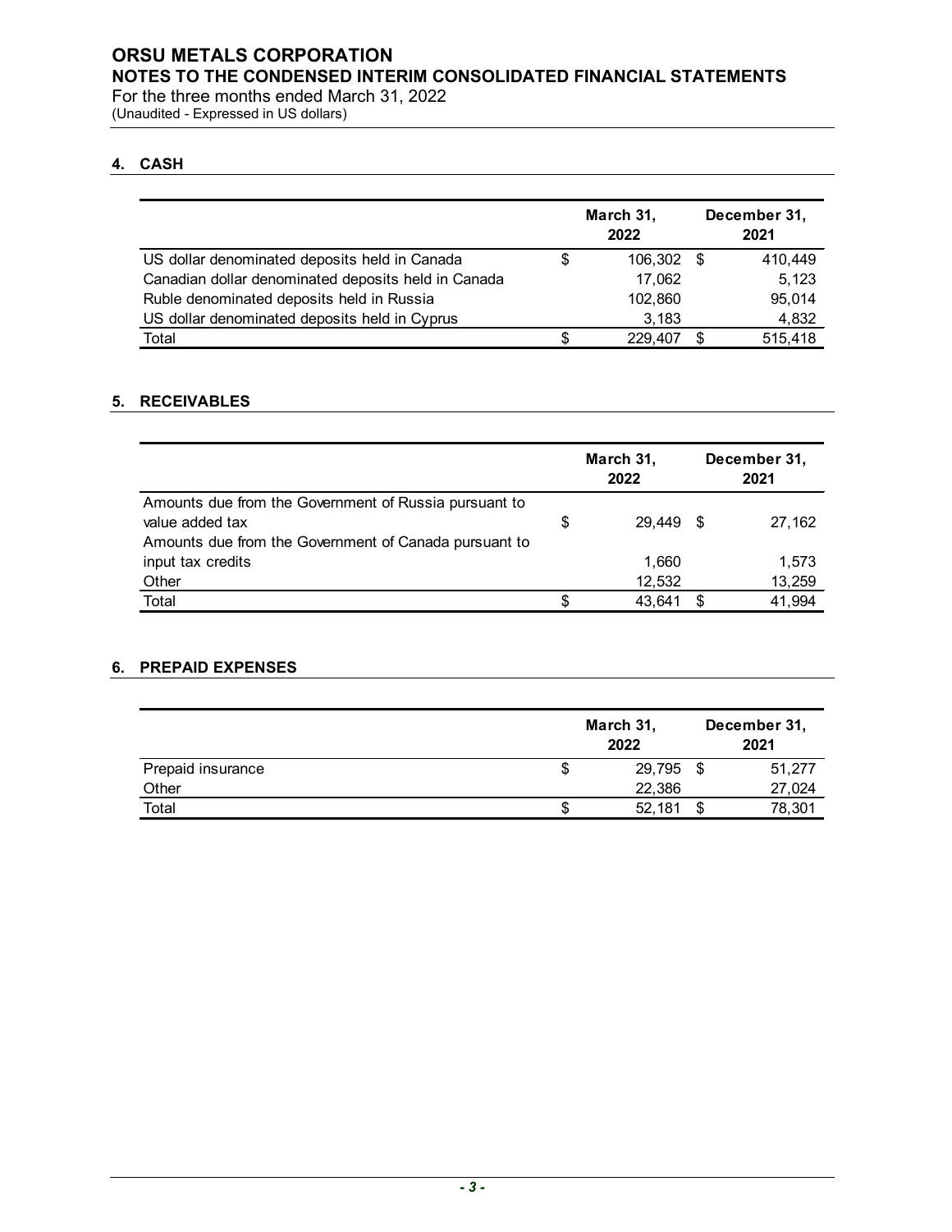## 4. CASH

| | March 31, 2022 | December 31, 2021 |
|---|---|---|
| US dollar denominated deposits held in Canada | $ 106,302 | $ 410,449 |
| Canadian dollar denominated deposits held in Canada | 17,062 | 5,123 |
| Ruble denominated deposits held in Russia | 102,860 | 95,014 |
| US dollar denominated deposits held in Cyprus | 3,183 | 4,832 |
| Total | $ 229,407 | $ 515,418 |

## 5. RECEIVABLES

| | March 31, 2022 | December 31, 2021 |
|---|---|---|
| Amounts due from the Government of Russia pursuant to value added tax | $ 29,449 | $ 27,162 |
| Amounts due from the Government of Canada pursuant to input tax credits | 1,660 | 1,573 |
| Other | 12,532 | 13,259 |
| Total | $ 43,641 | $ 41,994 |

## 6. PREPAID EXPENSES

| | March 31, 2022 | December 31, 2021 |
|---|---|---|
| Prepaid insurance | $ 29,795 | $ 51,277 |
| Other | 22,386 | 27,024 |
| Total | $ 52,181 | $ 78,301 |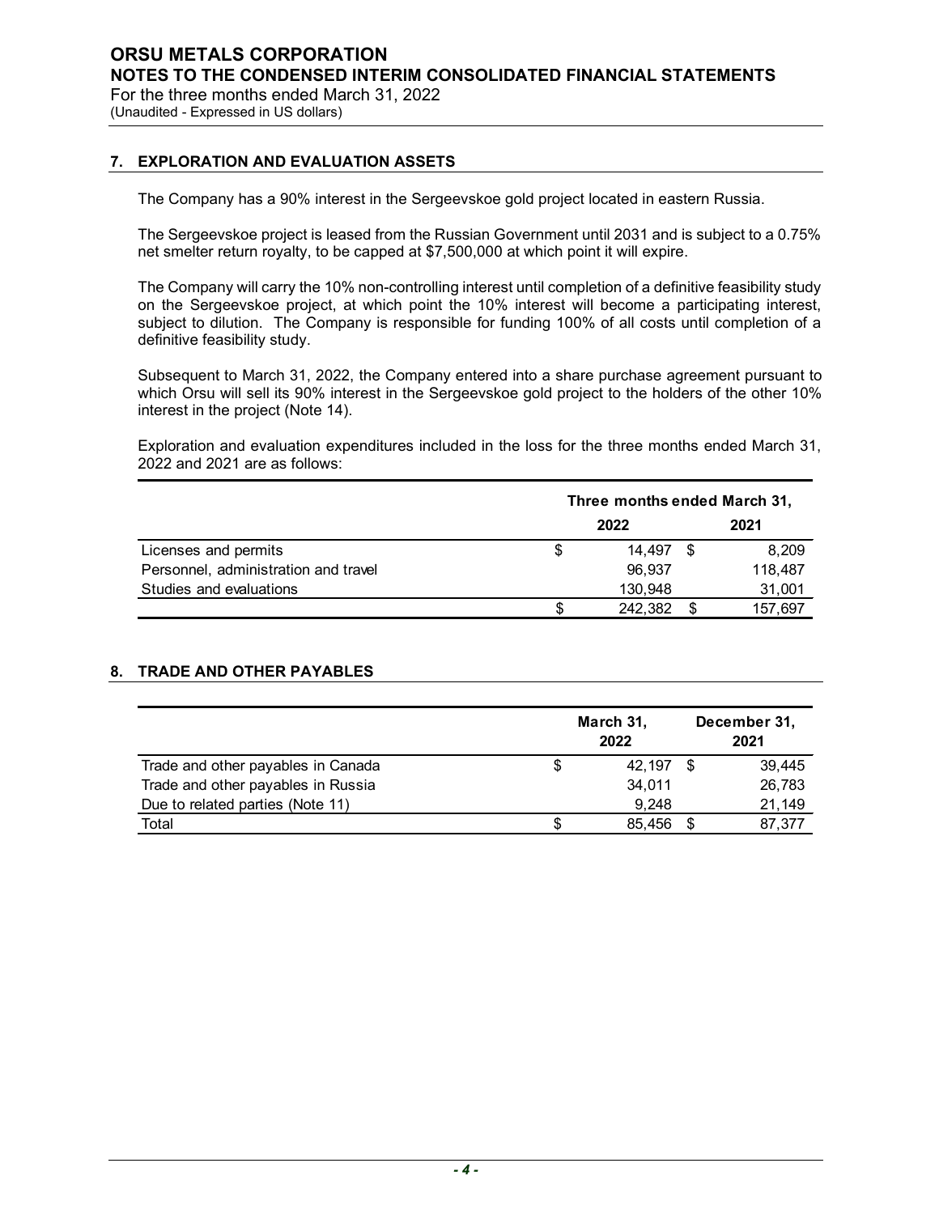## 7. EXPLORATION AND EVALUATION ASSETS

The Company has a 90% interest in the Sergeevskoe gold project located in eastern Russia.

The Sergeevskoe project is leased from the Russian Government until 2031 and is subject to a 0.75% net smelter return royalty, to be capped at $7,500,000 at which point it will expire.

The Company will carry the 10% non-controlling interest until completion of a definitive feasibility study on the Sergeevskoe project, at which point the 10% interest will become a participating interest, subject to dilution. The Company is responsible for funding 100% of all costs until completion of a definitive feasibility study.

Subsequent to March 31, 2022, the Company entered into a share purchase agreement pursuant to which Orsu will sell its 90% interest in the Sergeevskoe gold project to the holders of the other 10% interest in the project (Note 14).

Exploration and evaluation expenditures included in the loss for the three months ended March 31, 2022 and 2021 are as follows:

| | Three months ended March 31, | |
|---|---|---|
| | **2022** | **2021** |
| Licenses and permits | $ 14,497 | $ 8,209 |
| Personnel, administration and travel | 96,937 | 118,487 |
| Studies and evaluations | 130,948 | 31,001 |
| | $ 242,382 | $ 157,697 |

## 8. TRADE AND OTHER PAYABLES

| | March 31, 2022 | December 31, 2021 |
|---|---|---|
| Trade and other payables in Canada | $ 42,197 | $ 39,445 |
| Trade and other payables in Russia | 34,011 | 26,783 |
| Due to related parties (Note 11) | 9,248 | 21,149 |
| Total | $ 85,456 | $ 87,377 |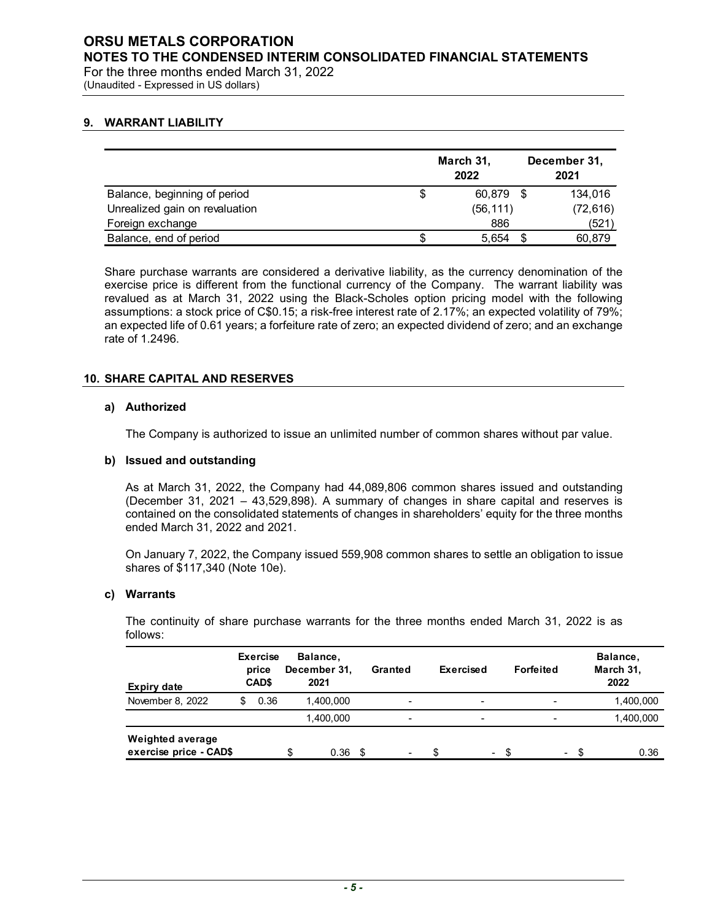## 9. WARRANT LIABILITY

| | March 31, 2022 | December 31, 2021 |
|---|---|---|
| Balance, beginning of period | $ 60,879 | $ 134,016 |
| Unrealized gain on revaluation | (56,111) | (72,616) |
| Foreign exchange | 886 | (521) |
| Balance, end of period | $ 5,654 | $ 60,879 |

Share purchase warrants are considered a derivative liability, as the currency denomination of the exercise price is different from the functional currency of the Company. The warrant liability was revalued as at March 31, 2022 using the Black-Scholes option pricing model with the following assumptions: a stock price of C$0.15; a risk-free interest rate of 2.17%; an expected volatility of 79%; an expected life of 0.61 years; a forfeiture rate of zero; an expected dividend of zero; and an exchange rate of 1.2496.

## 10. SHARE CAPITAL AND RESERVES

### a) Authorized

The Company is authorized to issue an unlimited number of common shares without par value.

### b) Issued and outstanding

As at March 31, 2022, the Company had 44,089,806 common shares issued and outstanding (December 31, 2021 – 43,529,898). A summary of changes in share capital and reserves is contained on the consolidated statements of changes in shareholders' equity for the three months ended March 31, 2022 and 2021.

On January 7, 2022, the Company issued 559,908 common shares to settle an obligation to issue shares of $117,340 (Note 10e).

### c) Warrants

The continuity of share purchase warrants for the three months ended March 31, 2022 is as follows:

| Expiry date | Exercise price CAD$ | Balance, December 31, 2021 | Granted | Exercised | Forfeited | Balance, March 31, 2022 |
|---|---|---|---|---|---|---|
| November 8, 2022 | $ 0.36 | 1,400,000 | - | - | - | 1,400,000 |
| | | 1,400,000 | - | - | - | 1,400,000 |
| **Weighted average exercise price - CAD$** | | $ 0.36 | $ - | $ - | $ - | $ 0.36 |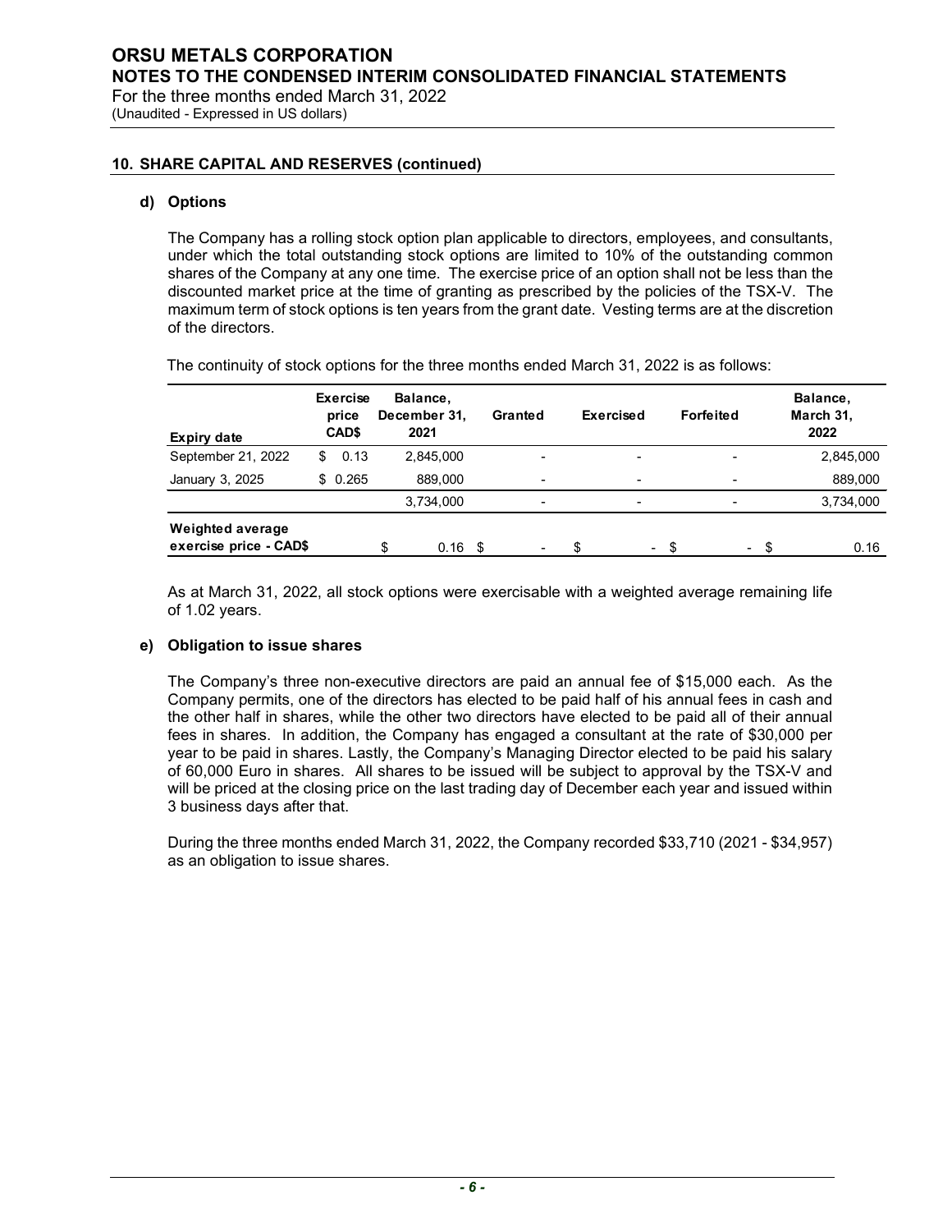## 10. SHARE CAPITAL AND RESERVES (continued)

### d) Options

The Company has a rolling stock option plan applicable to directors, employees, and consultants, under which the total outstanding stock options are limited to 10% of the outstanding common shares of the Company at any one time. The exercise price of an option shall not be less than the discounted market price at the time of granting as prescribed by the policies of the TSX-V. The maximum term of stock options is ten years from the grant date. Vesting terms are at the discretion of the directors.

The continuity of stock options for the three months ended March 31, 2022 is as follows:

| Expiry date | Exercise price CAD$ | Balance, December 31, 2021 | Granted | Exercised | Forfeited | Balance, March 31, 2022 |
|---|---|---|---|---|---|---|
| September 21, 2022 | $ 0.13 | 2,845,000 | - | - | - | 2,845,000 |
| January 3, 2025 | $ 0.265 | 889,000 | - | - | - | 889,000 |
| | | 3,734,000 | - | - | - | 3,734,000 |
| **Weighted average exercise price - CAD$** | | $ 0.16 | $ - | $ - | $ - | $ 0.16 |

As at March 31, 2022, all stock options were exercisable with a weighted average remaining life of 1.02 years.

### e) Obligation to issue shares

The Company's three non-executive directors are paid an annual fee of $15,000 each. As the Company permits, one of the directors has elected to be paid half of his annual fees in cash and the other half in shares, while the other two directors have elected to be paid all of their annual fees in shares. In addition, the Company has engaged a consultant at the rate of $30,000 per year to be paid in shares. Lastly, the Company's Managing Director elected to be paid his salary of 60,000 Euro in shares. All shares to be issued will be subject to approval by the TSX-V and will be priced at the closing price on the last trading day of December each year and issued within 3 business days after that.

During the three months ended March 31, 2022, the Company recorded $33,710 (2021 - $34,957) as an obligation to issue shares.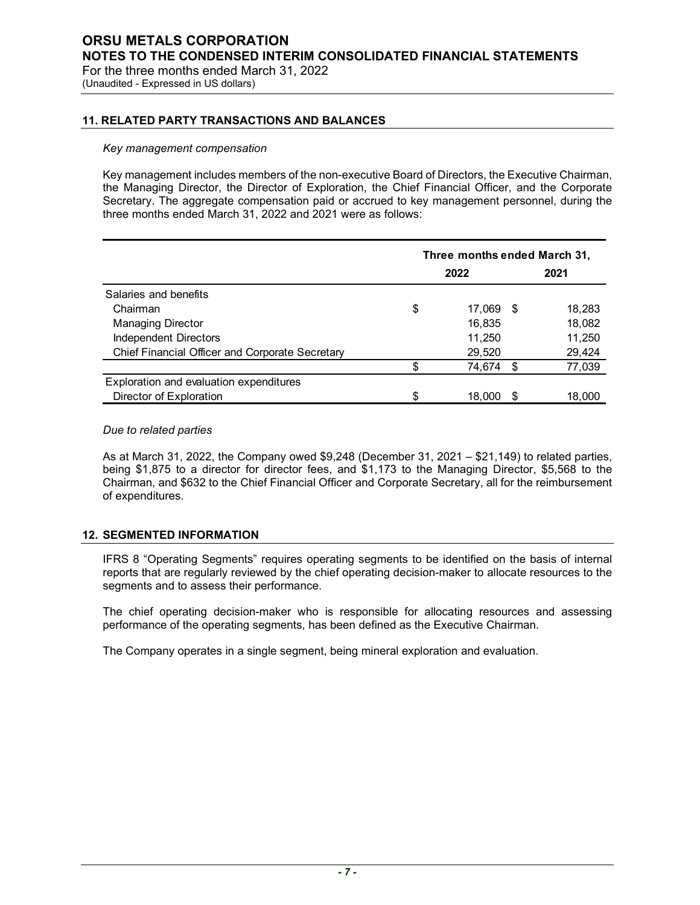## 11. RELATED PARTY TRANSACTIONS AND BALANCES

*Key management compensation*

Key management includes members of the non-executive Board of Directors, the Executive Chairman, the Managing Director, the Director of Exploration, the Chief Financial Officer, and the Corporate Secretary. The aggregate compensation paid or accrued to key management personnel, during the three months ended March 31, 2022 and 2021 were as follows:

| | Three months ended March 31, | |
|---|---|---|
| | **2022** | **2021** |
| Salaries and benefits | | |
| Chairman | $ 17,069 | $ 18,283 |
| Managing Director | 16,835 | 18,082 |
| Independent Directors | 11,250 | 11,250 |
| Chief Financial Officer and Corporate Secretary | 29,520 | 29,424 |
| | $ 74,674 | $ 77,039 |
| Exploration and evaluation expenditures | | |
| Director of Exploration | $ 18,000 | $ 18,000 |

*Due to related parties*

As at March 31, 2022, the Company owed $9,248 (December 31, 2021 – $21,149) to related parties, being $1,875 to a director for director fees, and $1,173 to the Managing Director, $5,568 to the Chairman, and $632 to the Chief Financial Officer and Corporate Secretary, all for the reimbursement of expenditures.

## 12. SEGMENTED INFORMATION

IFRS 8 "Operating Segments" requires operating segments to be identified on the basis of internal reports that are regularly reviewed by the chief operating decision-maker to allocate resources to the segments and to assess their performance.

The chief operating decision-maker who is responsible for allocating resources and assessing performance of the operating segments, has been defined as the Executive Chairman.

The Company operates in a single segment, being mineral exploration and evaluation.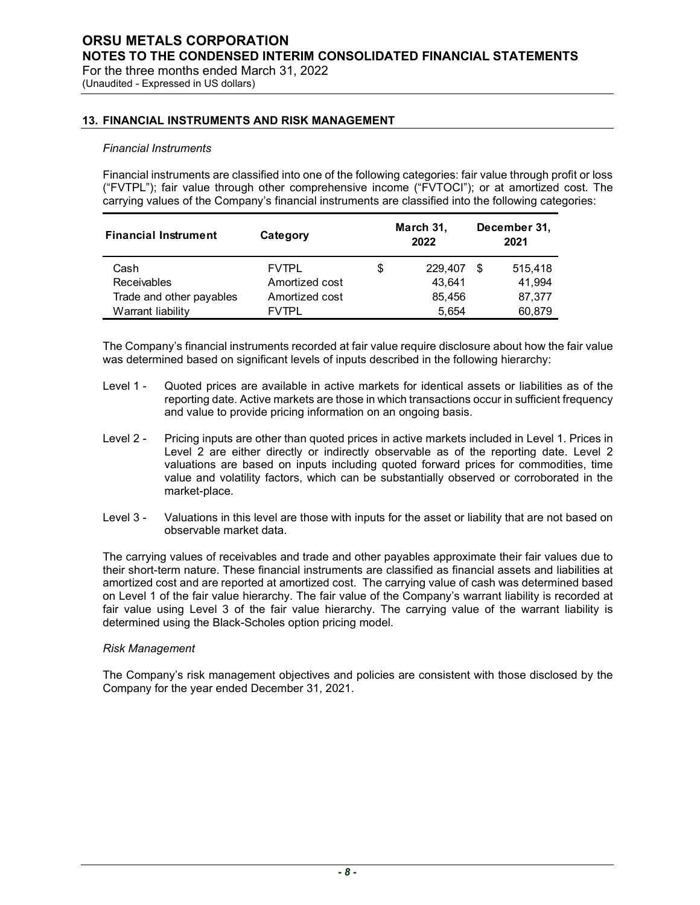## 13. FINANCIAL INSTRUMENTS AND RISK MANAGEMENT

*Financial Instruments*

Financial instruments are classified into one of the following categories: fair value through profit or loss ("FVTPL"); fair value through other comprehensive income ("FVTOCI"); or at amortized cost. The carrying values of the Company's financial instruments are classified into the following categories:

| Financial Instrument | Category | March 31, 2022 | December 31, 2021 |
|---|---|---|---|
| Cash | FVTPL | $ 229,407 | $ 515,418 |
| Receivables | Amortized cost | 43,641 | 41,994 |
| Trade and other payables | Amortized cost | 85,456 | 87,377 |
| Warrant liability | FVTPL | 5,654 | 60,879 |

The Company's financial instruments recorded at fair value require disclosure about how the fair value was determined based on significant levels of inputs described in the following hierarchy:

- Level 1 - Quoted prices are available in active markets for identical assets or liabilities as of the reporting date. Active markets are those in which transactions occur in sufficient frequency and value to provide pricing information on an ongoing basis.
- Level 2 - Pricing inputs are other than quoted prices in active markets included in Level 1. Prices in Level 2 are either directly or indirectly observable as of the reporting date. Level 2 valuations are based on inputs including quoted forward prices for commodities, time value and volatility factors, which can be substantially observed or corroborated in the market-place.
- Level 3 - Valuations in this level are those with inputs for the asset or liability that are not based on observable market data.

The carrying values of receivables and trade and other payables approximate their fair values due to their short-term nature. These financial instruments are classified as financial assets and liabilities at amortized cost and are reported at amortized cost. The carrying value of cash was determined based on Level 1 of the fair value hierarchy. The fair value of the Company's warrant liability is recorded at fair value using Level 3 of the fair value hierarchy. The carrying value of the warrant liability is determined using the Black-Scholes option pricing model.

*Risk Management*

The Company's risk management objectives and policies are consistent with those disclosed by the Company for the year ended December 31, 2021.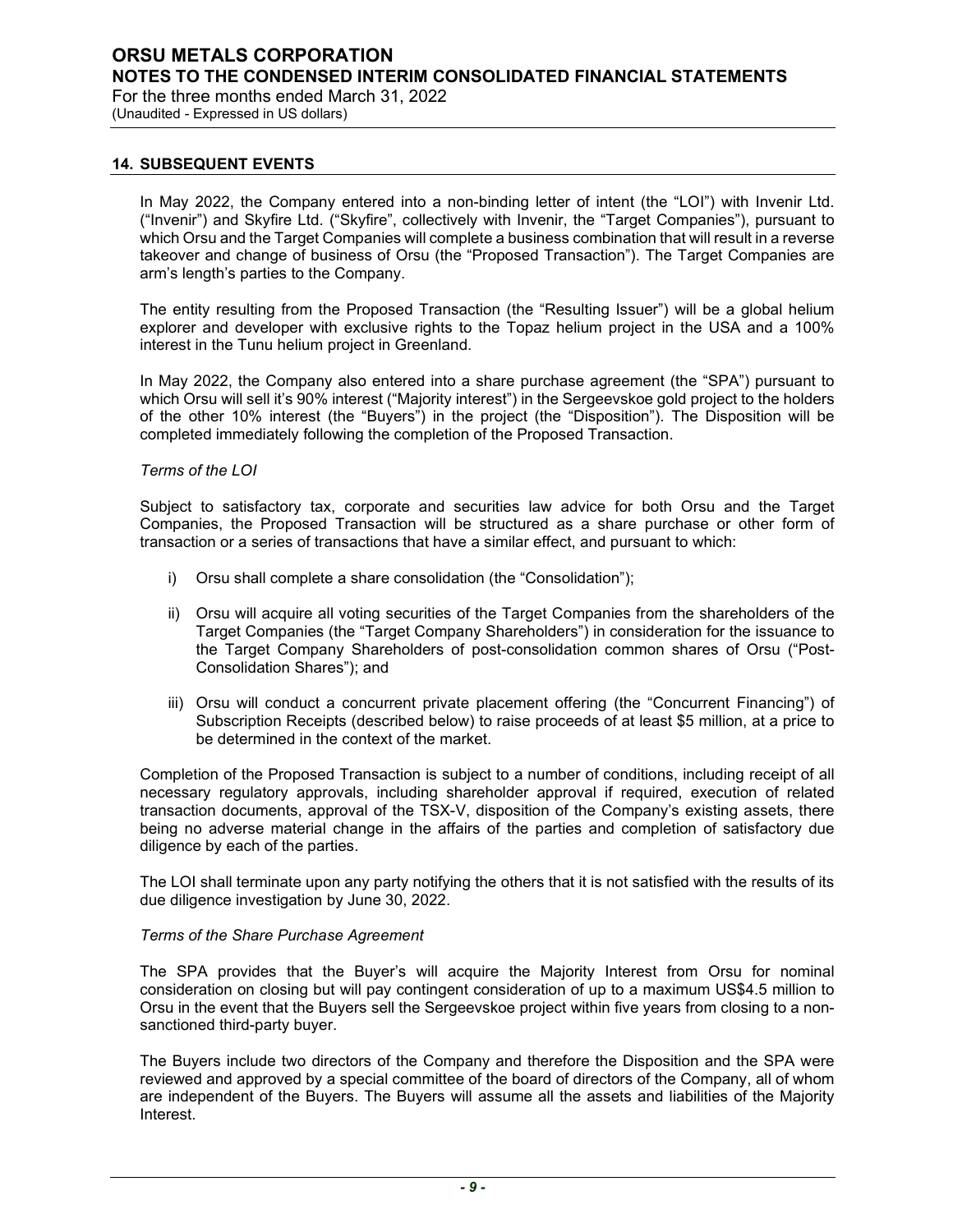## 14. SUBSEQUENT EVENTS

In May 2022, the Company entered into a non-binding letter of intent (the "LOI") with Invenir Ltd. ("Invenir") and Skyfire Ltd. ("Skyfire", collectively with Invenir, the "Target Companies"), pursuant to which Orsu and the Target Companies will complete a business combination that will result in a reverse takeover and change of business of Orsu (the "Proposed Transaction"). The Target Companies are arm's length's parties to the Company.

The entity resulting from the Proposed Transaction (the "Resulting Issuer") will be a global helium explorer and developer with exclusive rights to the Topaz helium project in the USA and a 100% interest in the Tunu helium project in Greenland.

In May 2022, the Company also entered into a share purchase agreement (the "SPA") pursuant to which Orsu will sell it's 90% interest ("Majority interest") in the Sergeevskoe gold project to the holders of the other 10% interest (the "Buyers") in the project (the "Disposition"). The Disposition will be completed immediately following the completion of the Proposed Transaction.

*Terms of the LOI*

Subject to satisfactory tax, corporate and securities law advice for both Orsu and the Target Companies, the Proposed Transaction will be structured as a share purchase or other form of transaction or a series of transactions that have a similar effect, and pursuant to which:

i) Orsu shall complete a share consolidation (the "Consolidation");

ii) Orsu will acquire all voting securities of the Target Companies from the shareholders of the Target Companies (the "Target Company Shareholders") in consideration for the issuance to the Target Company Shareholders of post-consolidation common shares of Orsu ("Post-Consolidation Shares"); and

iii) Orsu will conduct a concurrent private placement offering (the "Concurrent Financing") of Subscription Receipts (described below) to raise proceeds of at least $5 million, at a price to be determined in the context of the market.

Completion of the Proposed Transaction is subject to a number of conditions, including receipt of all necessary regulatory approvals, including shareholder approval if required, execution of related transaction documents, approval of the TSX-V, disposition of the Company's existing assets, there being no adverse material change in the affairs of the parties and completion of satisfactory due diligence by each of the parties.

The LOI shall terminate upon any party notifying the others that it is not satisfied with the results of its due diligence investigation by June 30, 2022.

*Terms of the Share Purchase Agreement*

The SPA provides that the Buyer's will acquire the Majority Interest from Orsu for nominal consideration on closing but will pay contingent consideration of up to a maximum US$4.5 million to Orsu in the event that the Buyers sell the Sergeevskoe project within five years from closing to a non-sanctioned third-party buyer.

The Buyers include two directors of the Company and therefore the Disposition and the SPA were reviewed and approved by a special committee of the board of directors of the Company, all of whom are independent of the Buyers. The Buyers will assume all the assets and liabilities of the Majority Interest.